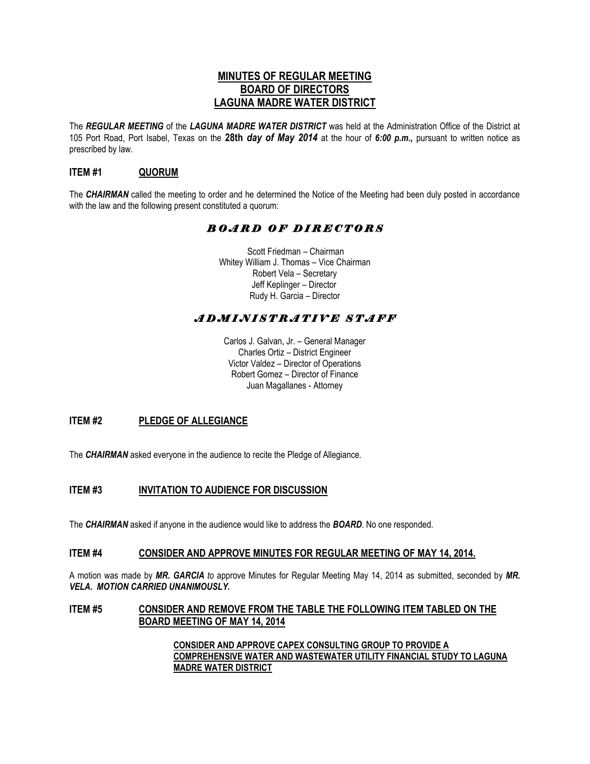# MINUTES OF REGULAR MEETING
# BOARD OF DIRECTORS
# LAGUNA MADRE WATER DISTRICT

The ***REGULAR MEETING*** of the ***LAGUNA MADRE WATER DISTRICT*** was held at the Administration Office of the District at 105 Port Road, Port Isabel, Texas on the **28th *day of May 2014*** at the hour of ***6:00 p.m.,*** pursuant to written notice as prescribed by law.

## ITEM #1 QUORUM

The ***CHAIRMAN*** called the meeting to order and he determined the Notice of the Meeting had been duly posted in accordance with the law and the following present constituted a quorum:

### *BOARD OF DIRECTORS*

Scott Friedman – Chairman
Whitey William J. Thomas – Vice Chairman
Robert Vela – Secretary
Jeff Keplinger – Director
Rudy H. Garcia – Director

### *ADMINISTRATIVE STAFF*

Carlos J. Galvan, Jr. – General Manager
Charles Ortiz – District Engineer
Victor Valdez – Director of Operations
Robert Gomez – Director of Finance
Juan Magallanes - Attorney

## ITEM #2 PLEDGE OF ALLEGIANCE

The ***CHAIRMAN*** asked everyone in the audience to recite the Pledge of Allegiance.

## ITEM #3 INVITATION TO AUDIENCE FOR DISCUSSION

The ***CHAIRMAN*** asked if anyone in the audience would like to address the ***BOARD***. No one responded.

## ITEM #4 CONSIDER AND APPROVE MINUTES FOR REGULAR MEETING OF MAY 14, 2014.

A motion was made by ***MR. GARCIA*** *to* approve Minutes for Regular Meeting May 14, 2014 as submitted, seconded by ***MR. VELA. MOTION CARRIED UNANIMOUSLY.***

## ITEM #5 CONSIDER AND REMOVE FROM THE TABLE THE FOLLOWING ITEM TABLED ON THE BOARD MEETING OF MAY 14, 2014

**CONSIDER AND APPROVE CAPEX CONSULTING GROUP TO PROVIDE A COMPREHENSIVE WATER AND WASTEWATER UTILITY FINANCIAL STUDY TO LAGUNA MADRE WATER DISTRICT**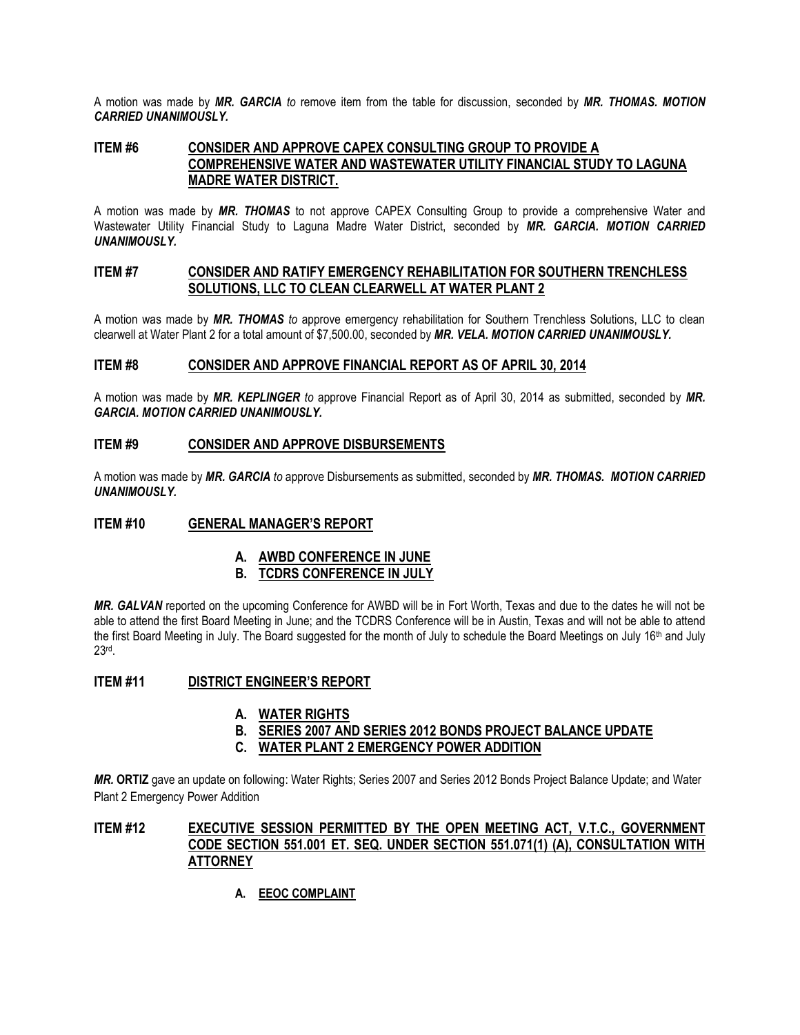A motion was made by ***MR. GARCIA*** *to* remove item from the table for discussion, seconded by ***MR. THOMAS. MOTION CARRIED UNANIMOUSLY.***

## ITEM #6 CONSIDER AND APPROVE CAPEX CONSULTING GROUP TO PROVIDE A COMPREHENSIVE WATER AND WASTEWATER UTILITY FINANCIAL STUDY TO LAGUNA MADRE WATER DISTRICT.

A motion was made by ***MR. THOMAS*** to not approve CAPEX Consulting Group to provide a comprehensive Water and Wastewater Utility Financial Study to Laguna Madre Water District, seconded by ***MR. GARCIA. MOTION CARRIED UNANIMOUSLY.***

## ITEM #7 CONSIDER AND RATIFY EMERGENCY REHABILITATION FOR SOUTHERN TRENCHLESS SOLUTIONS, LLC TO CLEAN CLEARWELL AT WATER PLANT 2

A motion was made by ***MR. THOMAS*** *to* approve emergency rehabilitation for Southern Trenchless Solutions, LLC to clean clearwell at Water Plant 2 for a total amount of $7,500.00, seconded by ***MR. VELA. MOTION CARRIED UNANIMOUSLY.***

## ITEM #8 CONSIDER AND APPROVE FINANCIAL REPORT AS OF APRIL 30, 2014

A motion was made by ***MR. KEPLINGER*** *to* approve Financial Report as of April 30, 2014 as submitted, seconded by ***MR. GARCIA. MOTION CARRIED UNANIMOUSLY.***

## ITEM #9 CONSIDER AND APPROVE DISBURSEMENTS

A motion was made by ***MR. GARCIA*** *to* approve Disbursements as submitted, seconded by ***MR. THOMAS. MOTION CARRIED UNANIMOUSLY.***

## ITEM #10 GENERAL MANAGER'S REPORT

**A. AWBD CONFERENCE IN JUNE**
**B. TCDRS CONFERENCE IN JULY**

***MR. GALVAN*** reported on the upcoming Conference for AWBD will be in Fort Worth, Texas and due to the dates he will not be able to attend the first Board Meeting in June; and the TCDRS Conference will be in Austin, Texas and will not be able to attend the first Board Meeting in July. The Board suggested for the month of July to schedule the Board Meetings on July 16th and July 23rd.

## ITEM #11 DISTRICT ENGINEER'S REPORT

**A. WATER RIGHTS**
**B. SERIES 2007 AND SERIES 2012 BONDS PROJECT BALANCE UPDATE**
**C. WATER PLANT 2 EMERGENCY POWER ADDITION**

***MR.* ORTIZ** gave an update on following: Water Rights; Series 2007 and Series 2012 Bonds Project Balance Update; and Water Plant 2 Emergency Power Addition

## ITEM #12 EXECUTIVE SESSION PERMITTED BY THE OPEN MEETING ACT, V.T.C., GOVERNMENT CODE SECTION 551.001 ET. SEQ. UNDER SECTION 551.071(1) (A), CONSULTATION WITH ATTORNEY

**A. EEOC COMPLAINT**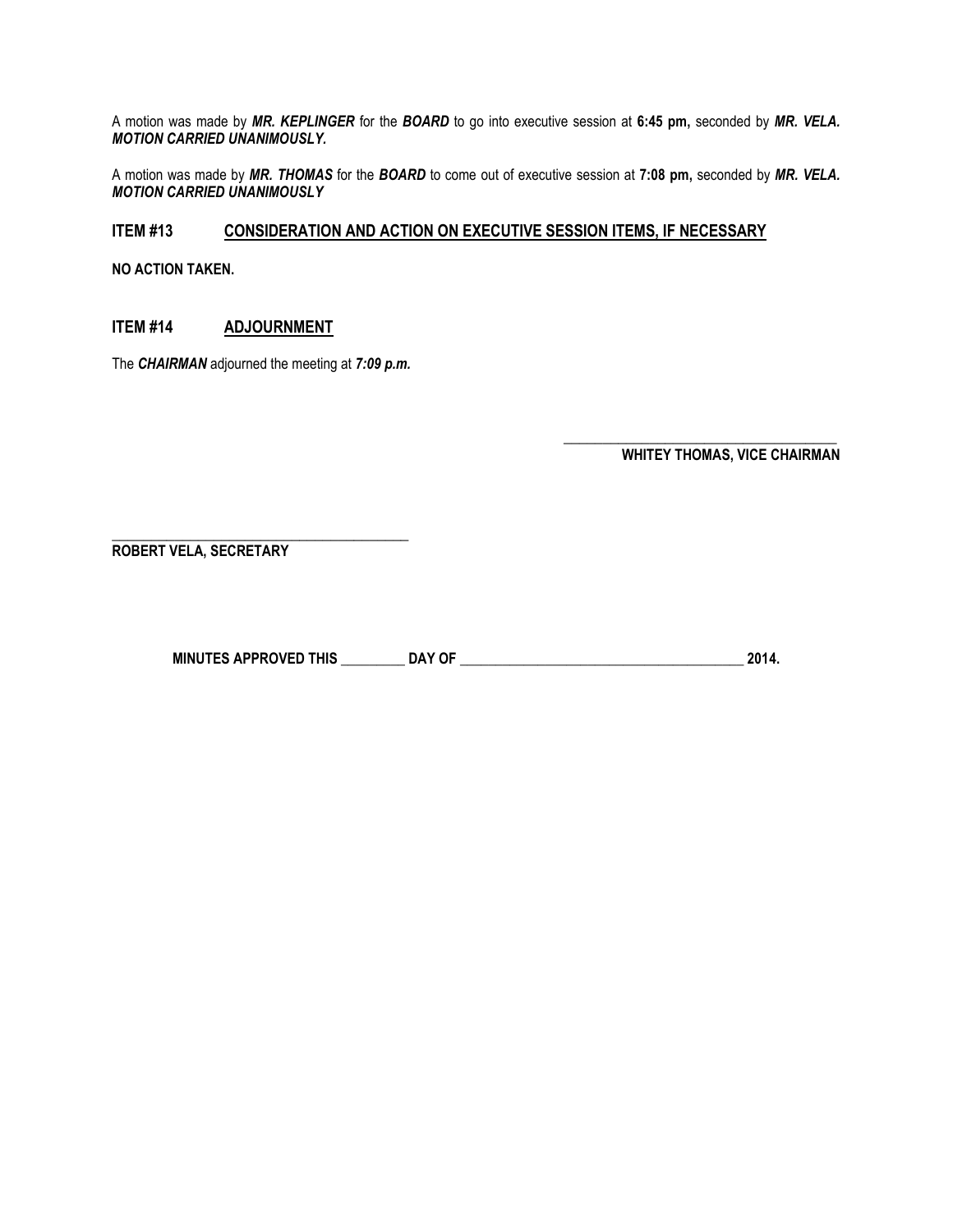A motion was made by ***MR. KEPLINGER*** for the ***BOARD*** to go into executive session at **6:45 pm,** seconded by ***MR. VELA. MOTION CARRIED UNANIMOUSLY.***

A motion was made by ***MR. THOMAS*** for the ***BOARD*** to come out of executive session at **7:08 pm,** seconded by ***MR. VELA. MOTION CARRIED UNANIMOUSLY***

## ITEM #13 CONSIDERATION AND ACTION ON EXECUTIVE SESSION ITEMS, IF NECESSARY

**NO ACTION TAKEN.**

## ITEM #14 ADJOURNMENT

The ***CHAIRMAN*** adjourned the meeting at ***7:09 p.m.***

\_\_\_\_\_\_\_\_\_\_\_\_\_\_\_\_\_\_\_\_\_\_\_\_\_\_\_\_\_\_\_\_\_\_\_\_\_\_\_\_
**WHITEY THOMAS, VICE CHAIRMAN**

\_\_\_\_\_\_\_\_\_\_\_\_\_\_\_\_\_\_\_\_\_\_\_\_\_\_\_\_\_\_\_\_\_\_\_\_\_\_\_\_
**ROBERT VELA, SECRETARY**

**MINUTES APPROVED THIS \_\_\_\_\_\_\_\_\_ DAY OF \_\_\_\_\_\_\_\_\_\_\_\_\_\_\_\_\_\_\_\_\_\_\_\_\_\_\_\_\_\_\_\_\_\_\_\_\_\_\_\_ 2014.**